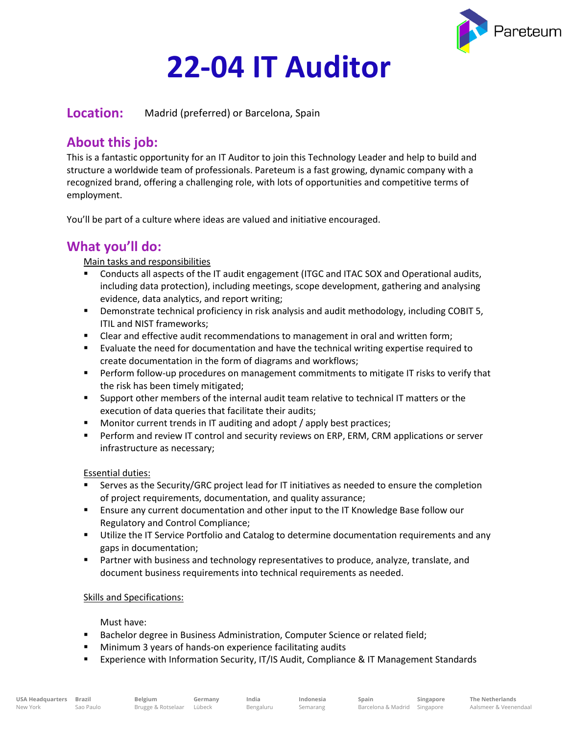# 22-04 IT Auditor

**Location:** Madrid (preferred) or Barcelona, Spain

## About this job:

This is a fantastic opportunity for an IT Auditor to join this Technology Leader and help to build and structure a worldwide team of professionals. Pareteum is a fast growing, dynamic company with a recognized brand, offering a challenging role, with lots of opportunities and competitive terms of employment.

You'll be part of a culture where ideas are valued and initiative encouraged.

## What you'll do:

Main tasks and responsibilities

- Conducts all aspects of the IT audit engagement (ITGC and ITAC SOX and Operational audits, including data protection), including meetings, scope development, gathering and analysing evidence, data analytics, and report writing;
- Demonstrate technical proficiency in risk analysis and audit methodology, including COBIT 5, ITIL and NIST frameworks;
- Clear and effective audit recommendations to management in oral and written form;
- Evaluate the need for documentation and have the technical writing expertise required to create documentation in the form of diagrams and workflows;
- Perform follow-up procedures on management commitments to mitigate IT risks to verify that the risk has been timely mitigated;
- Support other members of the internal audit team relative to technical IT matters or the execution of data queries that facilitate their audits;
- Monitor current trends in IT auditing and adopt / apply best practices;
- Perform and review IT control and security reviews on ERP, ERM, CRM applications or server infrastructure as necessary;

Essential duties:

- Serves as the Security/GRC project lead for IT initiatives as needed to ensure the completion of project requirements, documentation, and quality assurance;
- Ensure any current documentation and other input to the IT Knowledge Base follow our Regulatory and Control Compliance;
- Utilize the IT Service Portfolio and Catalog to determine documentation requirements and any gaps in documentation;
- Partner with business and technology representatives to produce, analyze, translate, and document business requirements into technical requirements as needed.

Skills and Specifications:

Must have:

- Bachelor degree in Business Administration, Computer Science or related field;
- Minimum 3 years of hands-on experience facilitating audits
- Experience with Information Security, IT/IS Audit, Compliance & IT Management Standards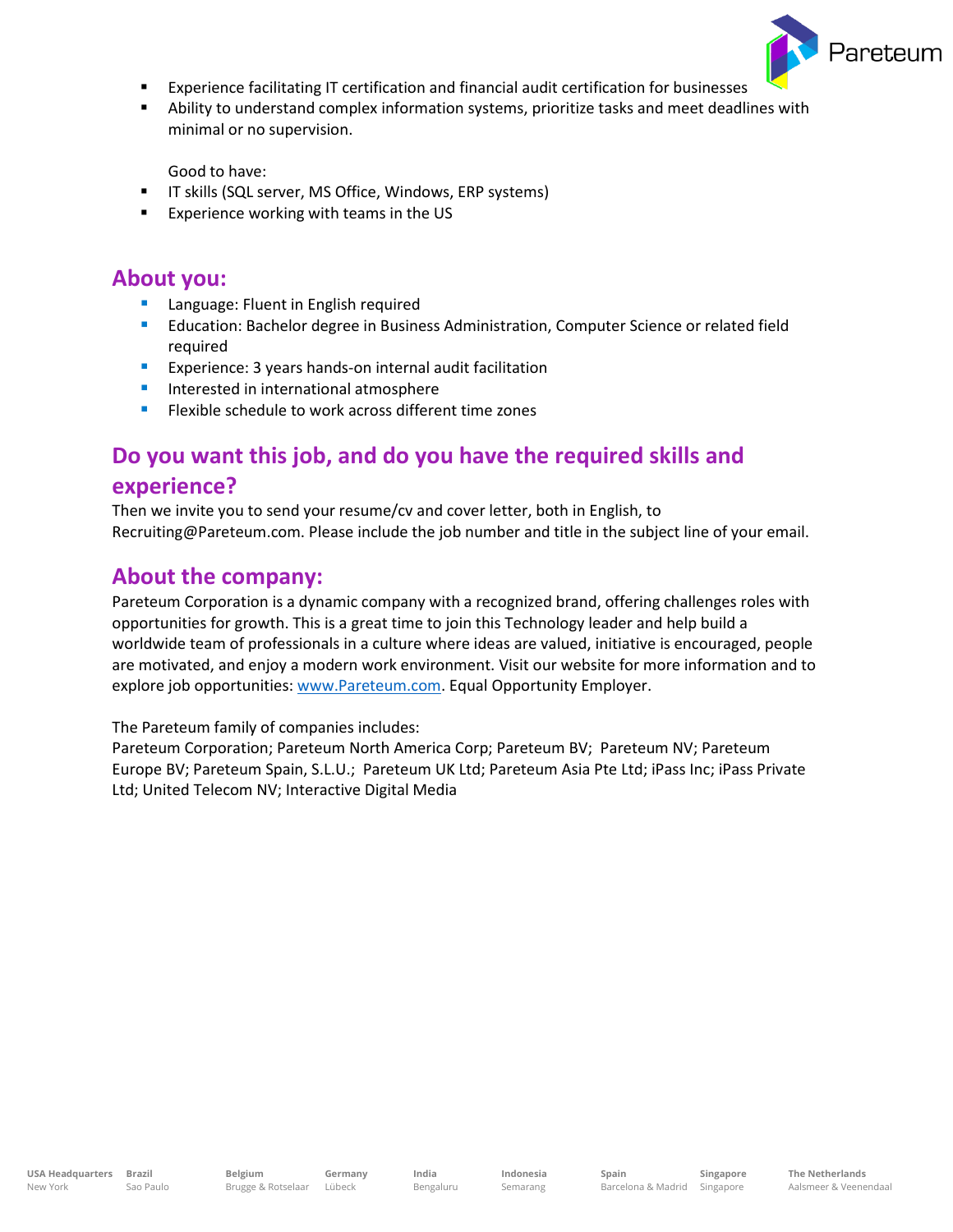- Experience facilitating IT certification and financial audit certification for businesses
- Ability to understand complex information systems, prioritize tasks and meet deadlines with minimal or no supervision.

  Good to have:
- IT skills (SQL server, MS Office, Windows, ERP systems)
- Experience working with teams in the US

## About you:

- Language: Fluent in English required
- Education: Bachelor degree in Business Administration, Computer Science or related field required
- Experience: 3 years hands-on internal audit facilitation
- Interested in international atmosphere
- Flexible schedule to work across different time zones

## Do you want this job, and do you have the required skills and experience?

Then we invite you to send your resume/cv and cover letter, both in English, to Recruiting@Pareteum.com. Please include the job number and title in the subject line of your email.

## About the company:

Pareteum Corporation is a dynamic company with a recognized brand, offering challenges roles with opportunities for growth. This is a great time to join this Technology leader and help build a worldwide team of professionals in a culture where ideas are valued, initiative is encouraged, people are motivated, and enjoy a modern work environment. Visit our website for more information and to explore job opportunities: www.Pareteum.com. Equal Opportunity Employer.

The Pareteum family of companies includes:
Pareteum Corporation; Pareteum North America Corp; Pareteum BV; Pareteum NV; Pareteum Europe BV; Pareteum Spain, S.L.U.; Pareteum UK Ltd; Pareteum Asia Pte Ltd; iPass Inc; iPass Private Ltd; United Telecom NV; Interactive Digital Media